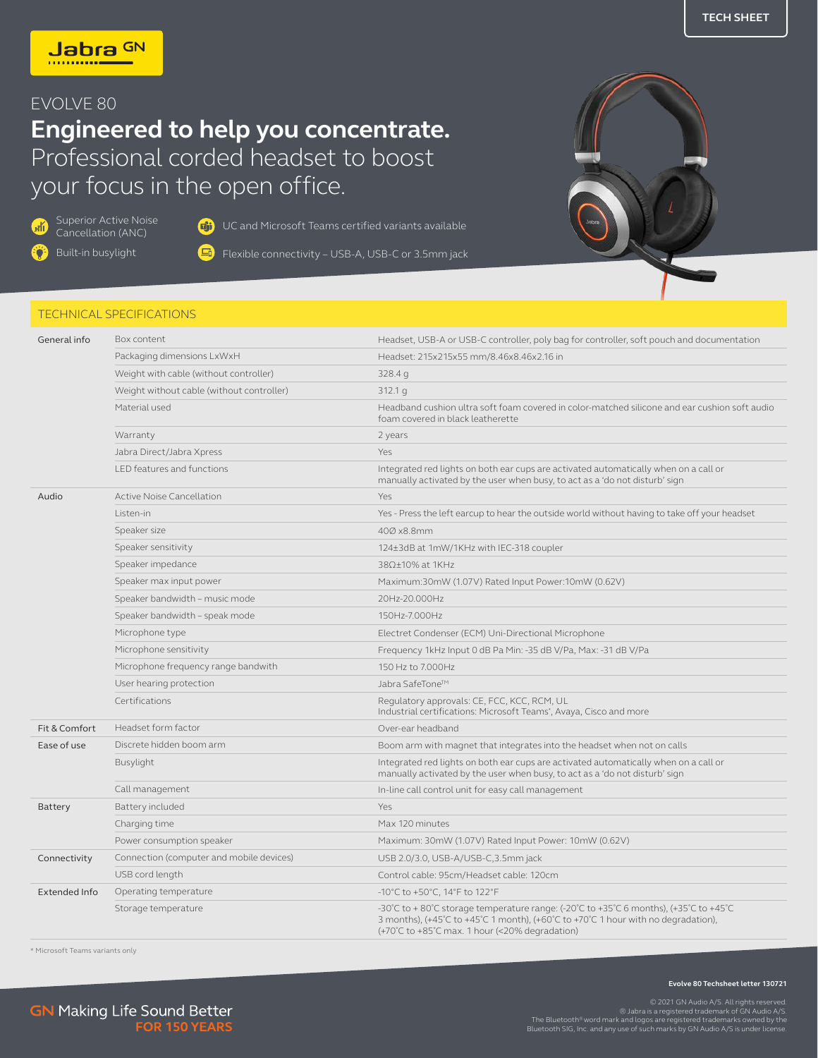TECH SHEET

Jabra GN

EVOLVE 80

# Engineered to help you concentrate.

Professional corded headset to boost your focus in the open office.

- Superior Active Noise Cancellation (ANC)
- Built-in busylight
- UC and Microsoft Teams certified variants available
- Flexible connectivity – USB-A, USB-C or 3.5mm jack

## TECHNICAL SPECIFICATIONS

| | | |
|---|---|---|
| General info | Box content | Headset, USB-A or USB-C controller, poly bag for controller, soft pouch and documentation |
| | Packaging dimensions LxWxH | Headset: 215x215x55 mm/8.46x8.46x2.16 in |
| | Weight with cable (without controller) | 328.4 g |
| | Weight without cable (without controller) | 312.1 g |
| | Material used | Headband cushion ultra soft foam covered in color-matched silicone and ear cushion soft audio foam covered in black leatherette |
| | Warranty | 2 years |
| | Jabra Direct/Jabra Xpress | Yes |
| | LED features and functions | Integrated red lights on both ear cups are activated automatically when on a call or manually activated by the user when busy, to act as a 'do not disturb' sign |
| Audio | Active Noise Cancellation | Yes |
| | Listen-in | Yes - Press the left earcup to hear the outside world without having to take off your headset |
| | Speaker size | 40Ø x8.8mm |
| | Speaker sensitivity | 124±3dB at 1mW/1KHz with IEC-318 coupler |
| | Speaker impedance | 38Ω±10% at 1KHz |
| | Speaker max input power | Maximum:30mW (1.07V) Rated Input Power:10mW (0.62V) |
| | Speaker bandwidth – music mode | 20Hz-20.000Hz |
| | Speaker bandwidth – speak mode | 150Hz-7.000Hz |
| | Microphone type | Electret Condenser (ECM) Uni-Directional Microphone |
| | Microphone sensitivity | Frequency 1kHz Input 0 dB Pa Min: -35 dB V/Pa, Max: -31 dB V/Pa |
| | Microphone frequency range bandwith | 150 Hz to 7.000Hz |
| | User hearing protection | Jabra SafeTone™ |
| | Certifications | Regulatory approvals: CE, FCC, KCC, RCM, UL<br>Industrial certifications: Microsoft Teams*, Avaya, Cisco and more |
| Fit & Comfort | Headset form factor | Over-ear headband |
| Ease of use | Discrete hidden boom arm | Boom arm with magnet that integrates into the headset when not on calls |
| | Busylight | Integrated red lights on both ear cups are activated automatically when on a call or manually activated by the user when busy, to act as a 'do not disturb' sign |
| | Call management | In-line call control unit for easy call management |
| Battery | Battery included | Yes |
| | Charging time | Max 120 minutes |
| | Power consumption speaker | Maximum: 30mW (1.07V) Rated Input Power: 10mW (0.62V) |
| Connectivity | Connection (computer and mobile devices) | USB 2.0/3.0, USB-A/USB-C,3.5mm jack |
| | USB cord length | Control cable: 95cm/Headset cable: 120cm |
| Extended Info | Operating temperature | -10°C to +50°C, 14°F to 122°F |
| | Storage temperature | -30°C to + 80°C storage temperature range: (-20°C to +35°C 6 months), (+35°C to +45°C 3 months), (+45°C to +45°C 1 month), (+60°C to +70°C 1 hour with no degradation), (+70°C to +85°C max. 1 hour (<20% degradation) |

* Microsoft Teams variants only

Evolve 80 Techsheet letter 130721

GN Making Life Sound Better FOR 150 YEARS

© 2021 GN Audio A/S. All rights reserved.
® Jabra is a registered trademark of GN Audio A/S.
The Bluetooth® word mark and logos are registered trademarks owned by the Bluetooth SIG, Inc. and any use of such marks by GN Audio A/S is under license.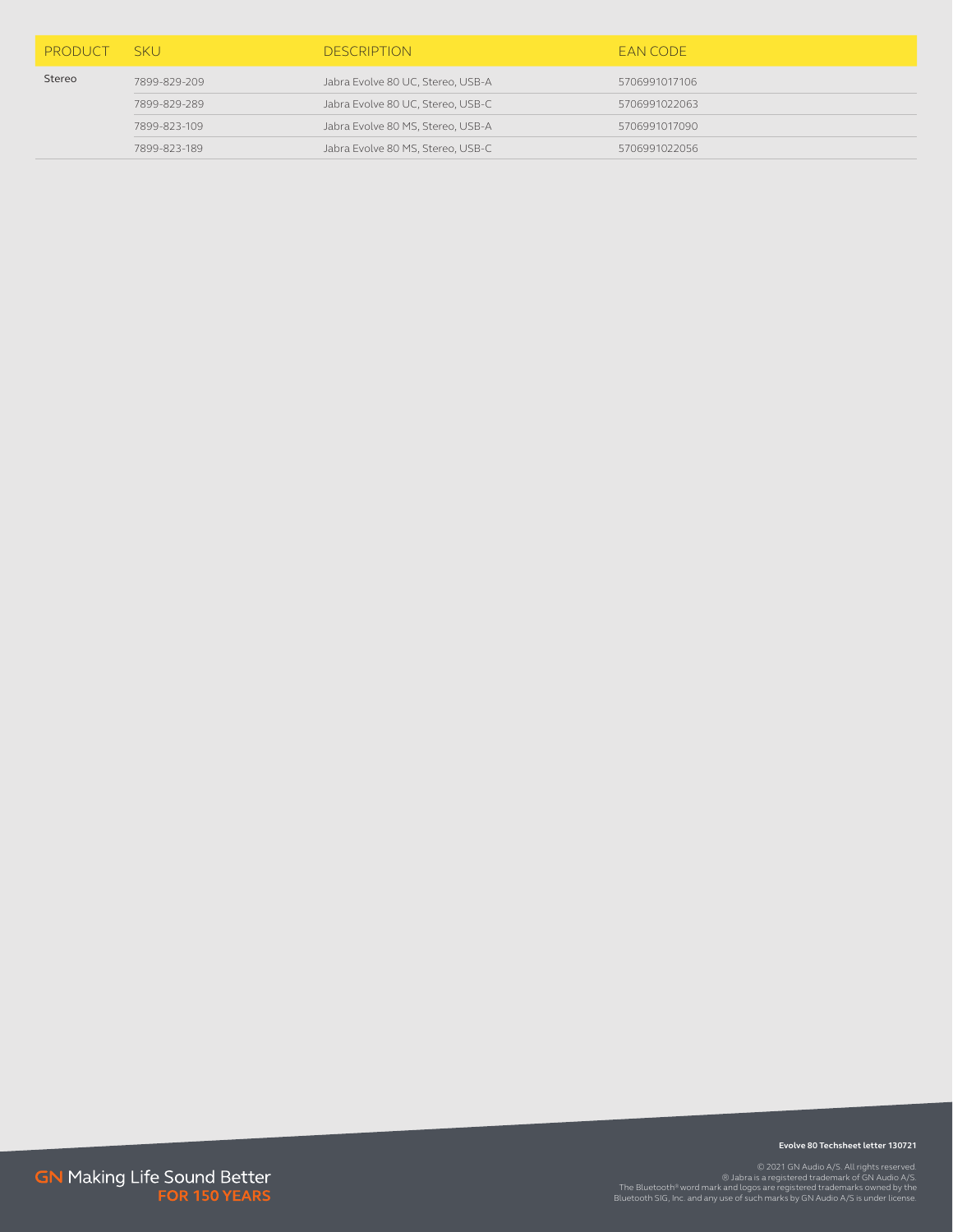| PRODUCT | SKU | DESCRIPTION | EAN CODE |
| --- | --- | --- | --- |
| Stereo | 7899-829-209 | Jabra Evolve 80 UC, Stereo, USB-A | 5706991017106 |
| | 7899-829-289 | Jabra Evolve 80 UC, Stereo, USB-C | 5706991022063 |
| | 7899-823-109 | Jabra Evolve 80 MS, Stereo, USB-A | 5706991017090 |
| | 7899-823-189 | Jabra Evolve 80 MS, Stereo, USB-C | 5706991022056 |

GN Making Life Sound Better
**FOR 150 YEARS**

**Evolve 80 Techsheet letter 130721**

© 2021 GN Audio A/S. All rights reserved.
® Jabra is a registered trademark of GN Audio A/S.
The Bluetooth® word mark and logos are registered trademarks owned by the Bluetooth SIG, Inc. and any use of such marks by GN Audio A/S is under license.